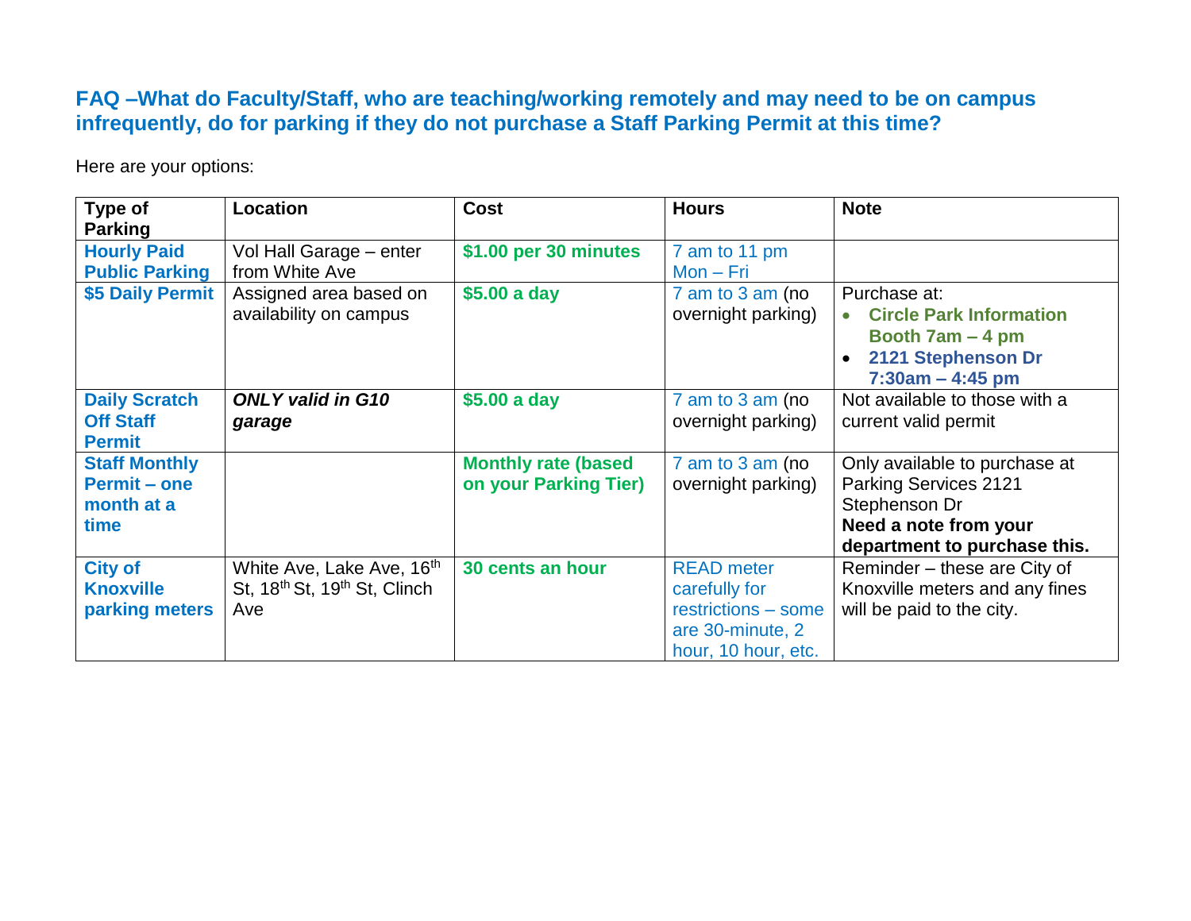## FAQ –What do Faculty/Staff, who are teaching/working remotely and may need to be on campus infrequently, do for parking if they do not purchase a Staff Parking Permit at this time?

Here are your options:

| Type of Parking | Location | Cost | Hours | Note |
|---|---|---|---|---|
| **Hourly Paid Public Parking** | Vol Hall Garage – enter from White Ave | **$1.00 per 30 minutes** | 7 am to 11 pm Mon – Fri | |
| **$5 Daily Permit** | Assigned area based on availability on campus | **$5.00 a day** | 7 am to 3 am (no overnight parking) | Purchase at: <br>• **Circle Park Information Booth 7am – 4 pm** <br>• **2121 Stephenson Dr 7:30am – 4:45 pm** |
| **Daily Scratch Off Staff Permit** | ***ONLY valid in G10 garage*** | **$5.00 a day** | 7 am to 3 am (no overnight parking) | Not available to those with a current valid permit |
| **Staff Monthly Permit – one month at a time** | | **Monthly rate (based on your Parking Tier)** | 7 am to 3 am (no overnight parking) | Only available to purchase at Parking Services 2121 Stephenson Dr **Need a note from your department to purchase this.** |
| **City of Knoxville parking meters** | White Ave, Lake Ave, 16th St, 18th St, 19th St, Clinch Ave | **30 cents an hour** | READ meter carefully for restrictions – some are 30-minute, 2 hour, 10 hour, etc. | Reminder – these are City of Knoxville meters and any fines will be paid to the city. |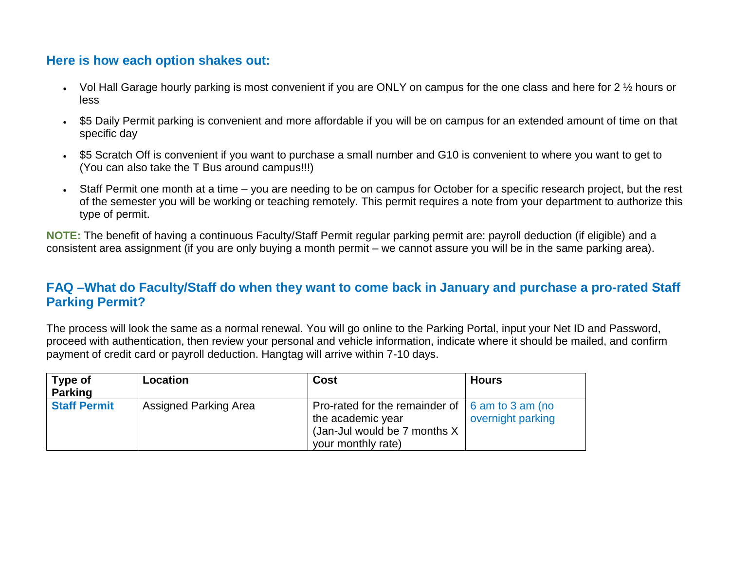## Here is how each option shakes out:

- Vol Hall Garage hourly parking is most convenient if you are ONLY on campus for the one class and here for 2 ½ hours or less
- $5 Daily Permit parking is convenient and more affordable if you will be on campus for an extended amount of time on that specific day
- $5 Scratch Off is convenient if you want to purchase a small number and G10 is convenient to where you want to get to (You can also take the T Bus around campus!!!)
- Staff Permit one month at a time – you are needing to be on campus for October for a specific research project, but the rest of the semester you will be working or teaching remotely. This permit requires a note from your department to authorize this type of permit.

**NOTE:** The benefit of having a continuous Faculty/Staff Permit regular parking permit are: payroll deduction (if eligible) and a consistent area assignment (if you are only buying a month permit – we cannot assure you will be in the same parking area).

## FAQ –What do Faculty/Staff do when they want to come back in January and purchase a pro-rated Staff Parking Permit?

The process will look the same as a normal renewal. You will go online to the Parking Portal, input your Net ID and Password, proceed with authentication, then review your personal and vehicle information, indicate where it should be mailed, and confirm payment of credit card or payroll deduction. Hangtag will arrive within 7-10 days.

| Type of Parking | Location | Cost | Hours |
|---|---|---|---|
| **Staff Permit** | Assigned Parking Area | Pro-rated for the remainder of the academic year (Jan-Jul would be 7 months X your monthly rate) | 6 am to 3 am (no overnight parking |